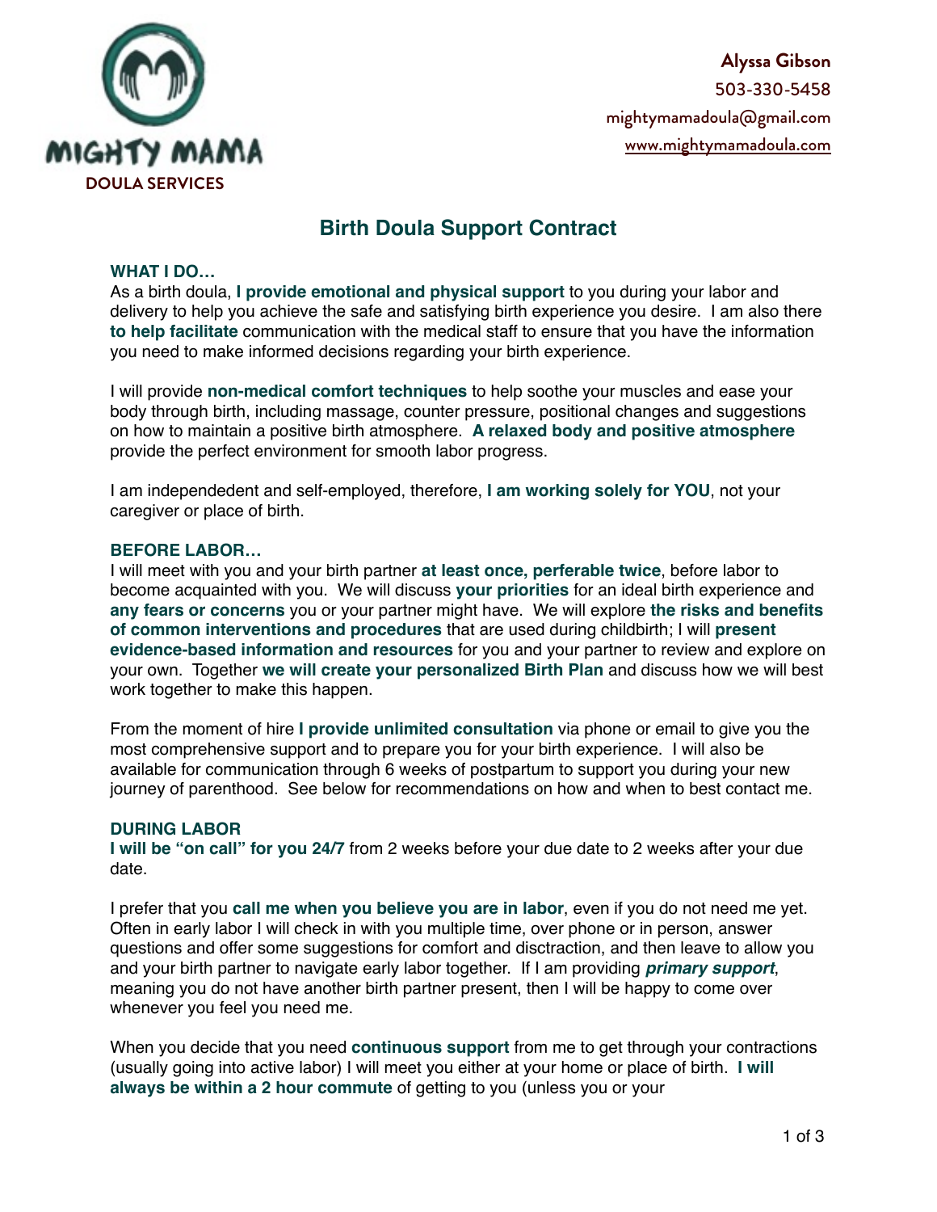MIGHTY MAMA
DOULA SERVICES

**Alyssa Gibson**
503-330-5458
mightymamadoula@gmail.com
www.mightymamadoula.com

# Birth Doula Support Contract

### WHAT I DO…

As a birth doula, **I provide emotional and physical support** to you during your labor and delivery to help you achieve the safe and satisfying birth experience you desire. I am also there **to help facilitate** communication with the medical staff to ensure that you have the information you need to make informed decisions regarding your birth experience.

I will provide **non-medical comfort techniques** to help soothe your muscles and ease your body through birth, including massage, counter pressure, positional changes and suggestions on how to maintain a positive birth atmosphere. **A relaxed body and positive atmosphere** provide the perfect environment for smooth labor progress.

I am independedent and self-employed, therefore, **I am working solely for YOU**, not your caregiver or place of birth.

### BEFORE LABOR…

I will meet with you and your birth partner **at least once, perferable twice**, before labor to become acquainted with you. We will discuss **your priorities** for an ideal birth experience and **any fears or concerns** you or your partner might have. We will explore **the risks and benefits of common interventions and procedures** that are used during childbirth; I will **present evidence-based information and resources** for you and your partner to review and explore on your own. Together **we will create your personalized Birth Plan** and discuss how we will best work together to make this happen.

From the moment of hire **I provide unlimited consultation** via phone or email to give you the most comprehensive support and to prepare you for your birth experience. I will also be available for communication through 6 weeks of postpartum to support you during your new journey of parenthood. See below for recommendations on how and when to best contact me.

### DURING LABOR

**I will be "on call" for you 24/7** from 2 weeks before your due date to 2 weeks after your due date.

I prefer that you **call me when you believe you are in labor**, even if you do not need me yet. Often in early labor I will check in with you multiple time, over phone or in person, answer questions and offer some suggestions for comfort and disctraction, and then leave to allow you and your birth partner to navigate early labor together. If I am providing ***primary support***, meaning you do not have another birth partner present, then I will be happy to come over whenever you feel you need me.

When you decide that you need **continuous support** from me to get through your contractions (usually going into active labor) I will meet you either at your home or place of birth. **I will always be within a 2 hour commute** of getting to you (unless you or your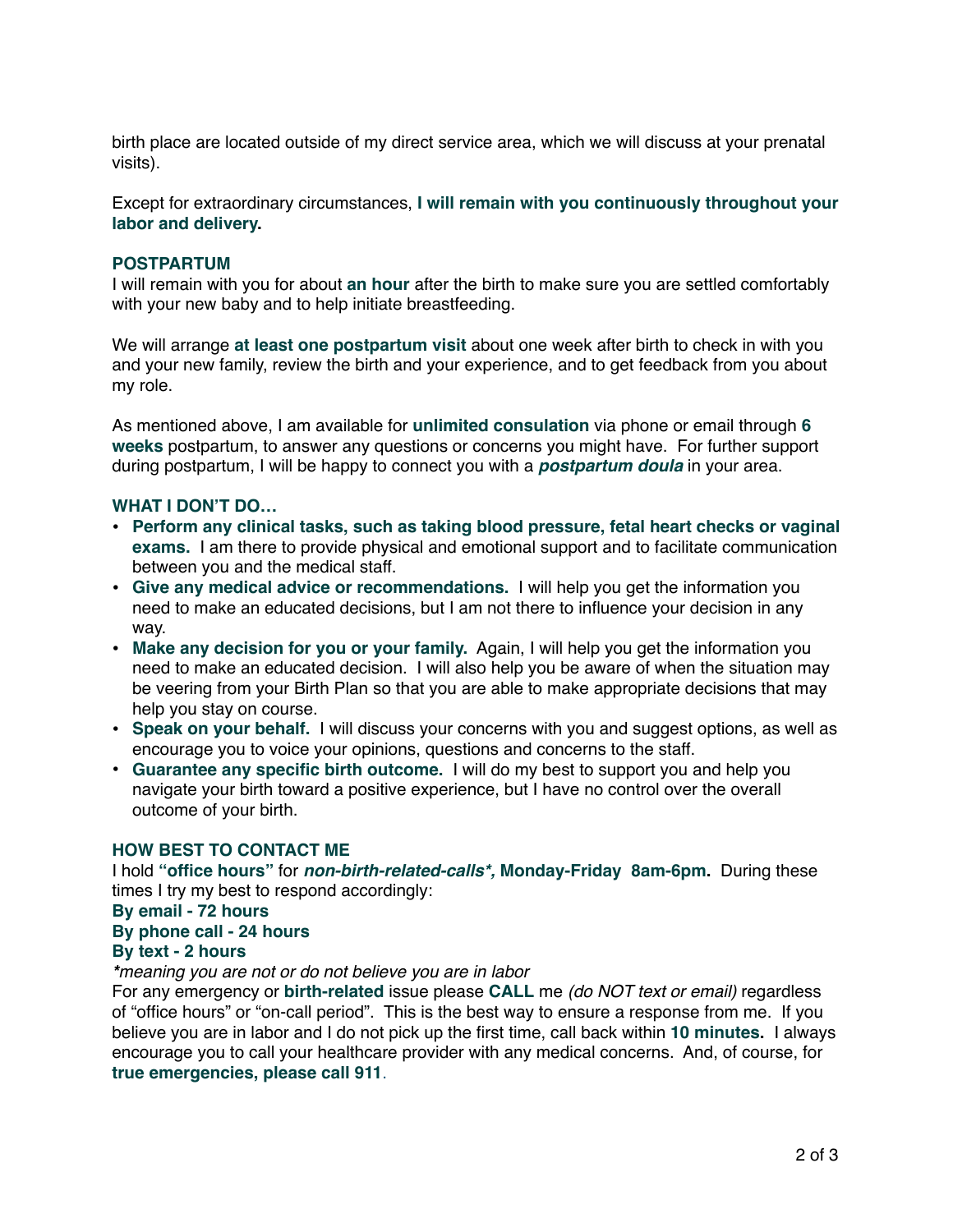birth place are located outside of my direct service area, which we will discuss at your prenatal visits).

Except for extraordinary circumstances, **I will remain with you continuously throughout your labor and delivery.**

### POSTPARTUM

I will remain with you for about **an hour** after the birth to make sure you are settled comfortably with your new baby and to help initiate breastfeeding.

We will arrange **at least one postpartum visit** about one week after birth to check in with you and your new family, review the birth and your experience, and to get feedback from you about my role.

As mentioned above, I am available for **unlimited consulation** via phone or email through **6 weeks** postpartum, to answer any questions or concerns you might have. For further support during postpartum, I will be happy to connect you with a ***postpartum doula*** in your area.

### WHAT I DON'T DO…

- **Perform any clinical tasks, such as taking blood pressure, fetal heart checks or vaginal exams.** I am there to provide physical and emotional support and to facilitate communication between you and the medical staff.
- **Give any medical advice or recommendations.** I will help you get the information you need to make an educated decisions, but I am not there to influence your decision in any way.
- **Make any decision for you or your family.** Again, I will help you get the information you need to make an educated decision. I will also help you be aware of when the situation may be veering from your Birth Plan so that you are able to make appropriate decisions that may help you stay on course.
- **Speak on your behalf.** I will discuss your concerns with you and suggest options, as well as encourage you to voice your opinions, questions and concerns to the staff.
- **Guarantee any specific birth outcome.** I will do my best to support you and help you navigate your birth toward a positive experience, but I have no control over the overall outcome of your birth.

### HOW BEST TO CONTACT ME

I hold **"office hours"** for ***non-birth-related-calls\*,*** **Monday-Friday 8am-6pm.** During these times I try my best to respond accordingly:

**By email - 72 hours**
**By phone call - 24 hours**
**By text - 2 hours**

*\*meaning you are not or do not believe you are in labor*

For any emergency or **birth-related** issue please **CALL** me *(do NOT text or email)* regardless of "office hours" or "on-call period". This is the best way to ensure a response from me. If you believe you are in labor and I do not pick up the first time, call back within **10 minutes.** I always encourage you to call your healthcare provider with any medical concerns. And, of course, for **true emergencies, please call 911**.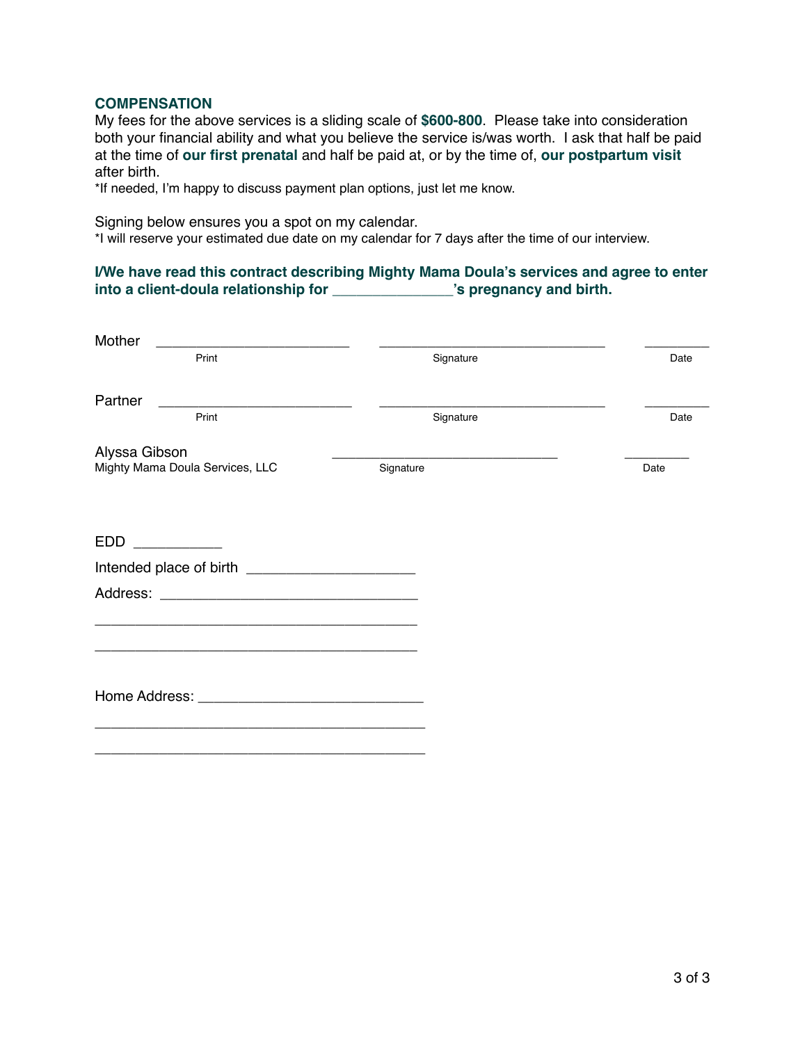## COMPENSATION

My fees for the above services is a sliding scale of **$600-800**. Please take into consideration both your financial ability and what you believe the service is/was worth. I ask that half be paid at the time of **our first prenatal** and half be paid at, or by the time of, **our postpartum visit** after birth.

*If needed, I'm happy to discuss payment plan options, just let me know.

Signing below ensures you a spot on my calendar.

*I will reserve your estimated due date on my calendar for 7 days after the time of our interview.

**I/We have read this contract describing Mighty Mama Doula's services and agree to enter into a client-doula relationship for _______________'s pregnancy and birth.**

Mother _________________________ _____________________________ ________
Print Signature Date

Partner _________________________ _____________________________ ________
Print Signature Date

Alyssa Gibson
Mighty Mama Doula Services, LLC _____________________________ ________
Signature Date

EDD ___________

Intended place of birth ______________________

Address: _________________________________

__________________________________________

__________________________________________

Home Address: _____________________________

__________________________________________

__________________________________________